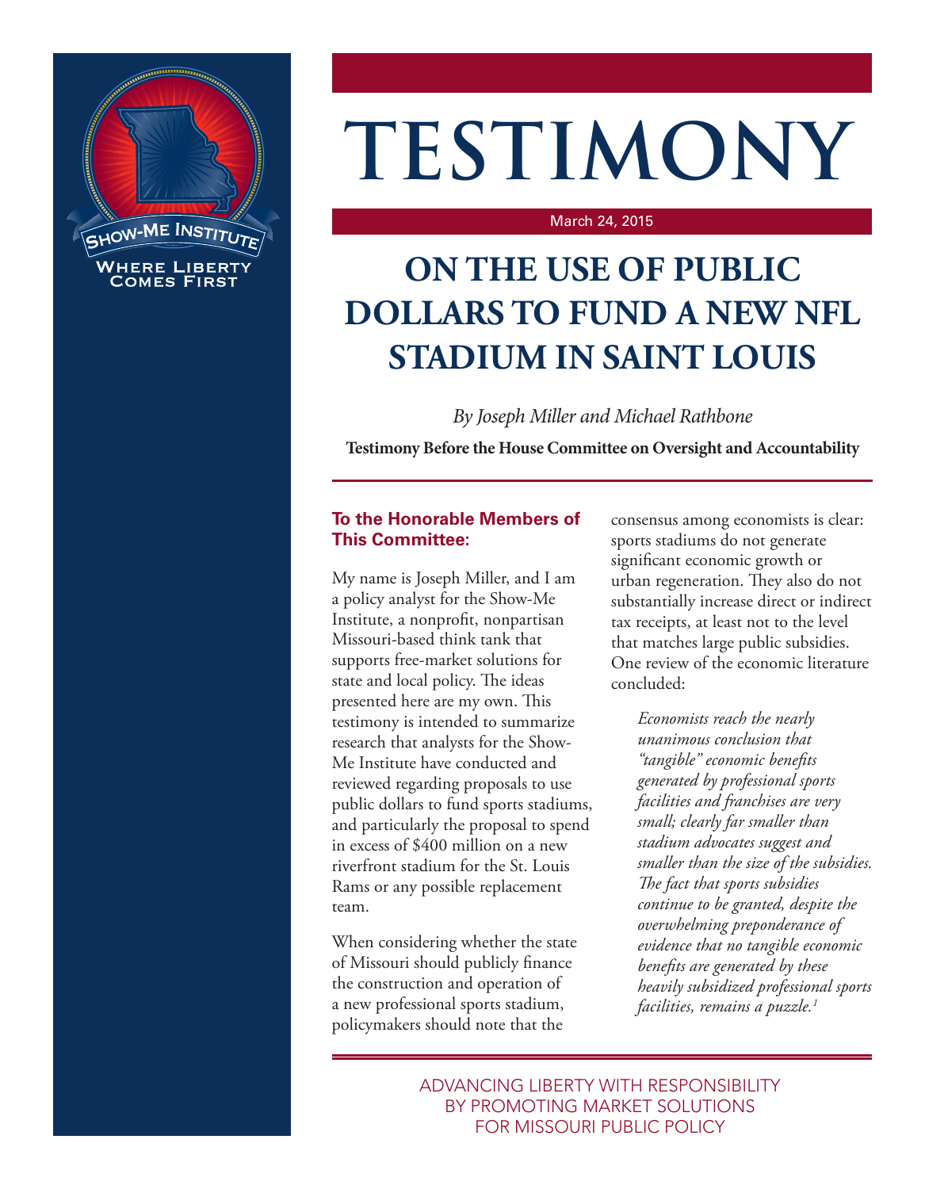Show-Me Institute

Where Liberty Comes First

# TESTIMONY

March 24, 2015

## ON THE USE OF PUBLIC DOLLARS TO FUND A NEW NFL STADIUM IN SAINT LOUIS

*By Joseph Miller and Michael Rathbone*

**Testimony Before the House Committee on Oversight and Accountability**

### To the Honorable Members of This Committee:

My name is Joseph Miller, and I am a policy analyst for the Show-Me Institute, a nonprofit, nonpartisan Missouri-based think tank that supports free-market solutions for state and local policy. The ideas presented here are my own. This testimony is intended to summarize research that analysts for the Show-Me Institute have conducted and reviewed regarding proposals to use public dollars to fund sports stadiums, and particularly the proposal to spend in excess of $400 million on a new riverfront stadium for the St. Louis Rams or any possible replacement team.

When considering whether the state of Missouri should publicly finance the construction and operation of a new professional sports stadium, policymakers should note that the consensus among economists is clear: sports stadiums do not generate significant economic growth or urban regeneration. They also do not substantially increase direct or indirect tax receipts, at least not to the level that matches large public subsidies. One review of the economic literature concluded:

> *Economists reach the nearly unanimous conclusion that "tangible" economic benefits generated by professional sports facilities and franchises are very small; clearly far smaller than stadium advocates suggest and smaller than the size of the subsidies. The fact that sports subsidies continue to be granted, despite the overwhelming preponderance of evidence that no tangible economic benefits are generated by these heavily subsidized professional sports facilities, remains a puzzle.*[1]

ADVANCING LIBERTY WITH RESPONSIBILITY BY PROMOTING MARKET SOLUTIONS FOR MISSOURI PUBLIC POLICY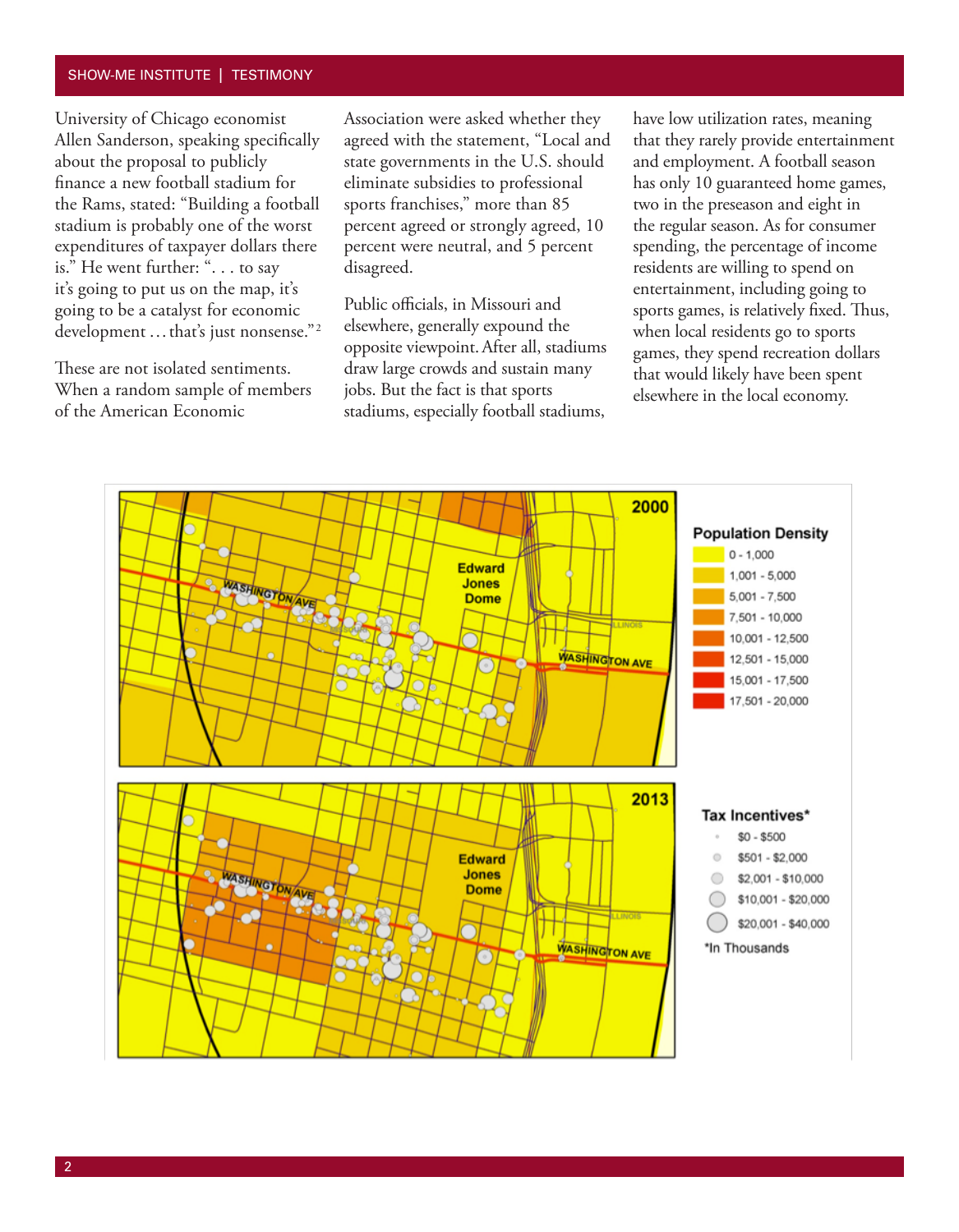University of Chicago economist Allen Sanderson, speaking specifically about the proposal to publicly finance a new football stadium for the Rams, stated: "Building a football stadium is probably one of the worst expenditures of taxpayer dollars there is." He went further: ". . . to say it's going to put us on the map, it's going to be a catalyst for economic development . . . that's just nonsense."[2]

These are not isolated sentiments. When a random sample of members of the American Economic Association were asked whether they agreed with the statement, "Local and state governments in the U.S. should eliminate subsidies to professional sports franchises," more than 85 percent agreed or strongly agreed, 10 percent were neutral, and 5 percent disagreed.

Public officials, in Missouri and elsewhere, generally expound the opposite viewpoint. After all, stadiums draw large crowds and sustain many jobs. But the fact is that sports stadiums, especially football stadiums, have low utilization rates, meaning that they rarely provide entertainment and employment. A football season has only 10 guaranteed home games, two in the preseason and eight in the regular season. As for consumer spending, the percentage of income residents are willing to spend on entertainment, including going to sports games, is relatively fixed. Thus, when local residents go to sports games, they spend recreation dollars that would likely have been spent elsewhere in the local economy.

2000

2013

Edward Jones Dome

WASHINGTON AVE

ILLINOIS

Population Density
0 - 1,000
1,001 - 5,000
5,001 - 7,500
7,501 - 10,000
10,001 - 12,500
12,501 - 15,000
15,001 - 17,500
17,501 - 20,000

Tax Incentives*
$0 - $500
$501 - $2,000
$2,001 - $10,000
$10,001 - $20,000
$20,001 - $40,000
*In Thousands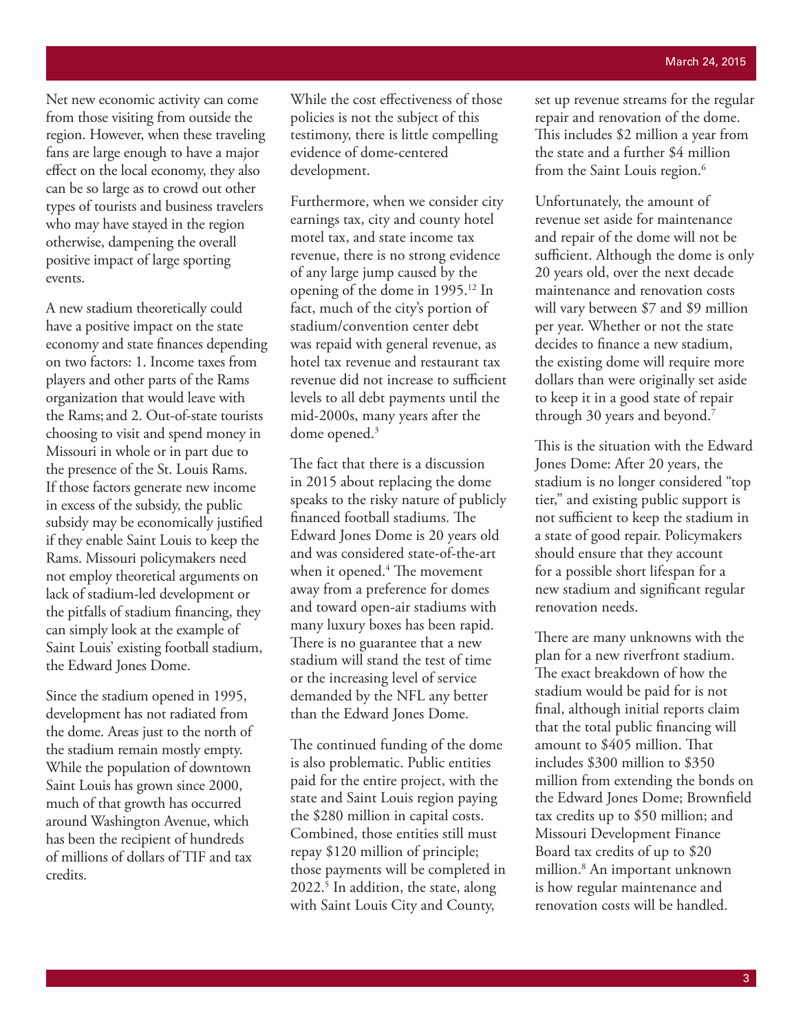Net new economic activity can come from those visiting from outside the region. However, when these traveling fans are large enough to have a major effect on the local economy, they also can be so large as to crowd out other types of tourists and business travelers who may have stayed in the region otherwise, dampening the overall positive impact of large sporting events.

A new stadium theoretically could have a positive impact on the state economy and state finances depending on two factors: 1. Income taxes from players and other parts of the Rams organization that would leave with the Rams; and 2. Out-of-state tourists choosing to visit and spend money in Missouri in whole or in part due to the presence of the St. Louis Rams. If those factors generate new income in excess of the subsidy, the public subsidy may be economically justified if they enable Saint Louis to keep the Rams. Missouri policymakers need not employ theoretical arguments on lack of stadium-led development or the pitfalls of stadium financing, they can simply look at the example of Saint Louis' existing football stadium, the Edward Jones Dome.

Since the stadium opened in 1995, development has not radiated from the dome. Areas just to the north of the stadium remain mostly empty. While the population of downtown Saint Louis has grown since 2000, much of that growth has occurred around Washington Avenue, which has been the recipient of hundreds of millions of dollars of TIF and tax credits.

While the cost effectiveness of those policies is not the subject of this testimony, there is little compelling evidence of dome-centered development.

Furthermore, when we consider city earnings tax, city and county hotel motel tax, and state income tax revenue, there is no strong evidence of any large jump caused by the opening of the dome in 1995.[12] In fact, much of the city's portion of stadium/convention center debt was repaid with general revenue, as hotel tax revenue and restaurant tax revenue did not increase to sufficient levels to all debt payments until the mid-2000s, many years after the dome opened.[3]

The fact that there is a discussion in 2015 about replacing the dome speaks to the risky nature of publicly financed football stadiums. The Edward Jones Dome is 20 years old and was considered state-of-the-art when it opened.[4] The movement away from a preference for domes and toward open-air stadiums with many luxury boxes has been rapid. There is no guarantee that a new stadium will stand the test of time or the increasing level of service demanded by the NFL any better than the Edward Jones Dome.

The continued funding of the dome is also problematic. Public entities paid for the entire project, with the state and Saint Louis region paying the $280 million in capital costs. Combined, those entities still must repay $120 million of principle; those payments will be completed in 2022.[5] In addition, the state, along with Saint Louis City and County, set up revenue streams for the regular repair and renovation of the dome. This includes $2 million a year from the state and a further $4 million from the Saint Louis region.[6]

Unfortunately, the amount of revenue set aside for maintenance and repair of the dome will not be sufficient. Although the dome is only 20 years old, over the next decade maintenance and renovation costs will vary between $7 and $9 million per year. Whether or not the state decides to finance a new stadium, the existing dome will require more dollars than were originally set aside to keep it in a good state of repair through 30 years and beyond.[7]

This is the situation with the Edward Jones Dome: After 20 years, the stadium is no longer considered "top tier," and existing public support is not sufficient to keep the stadium in a state of good repair. Policymakers should ensure that they account for a possible short lifespan for a new stadium and significant regular renovation needs.

There are many unknowns with the plan for a new riverfront stadium. The exact breakdown of how the stadium would be paid for is not final, although initial reports claim that the total public financing will amount to $405 million. That includes $300 million to $350 million from extending the bonds on the Edward Jones Dome; Brownfield tax credits up to $50 million; and Missouri Development Finance Board tax credits of up to $20 million.[8] An important unknown is how regular maintenance and renovation costs will be handled.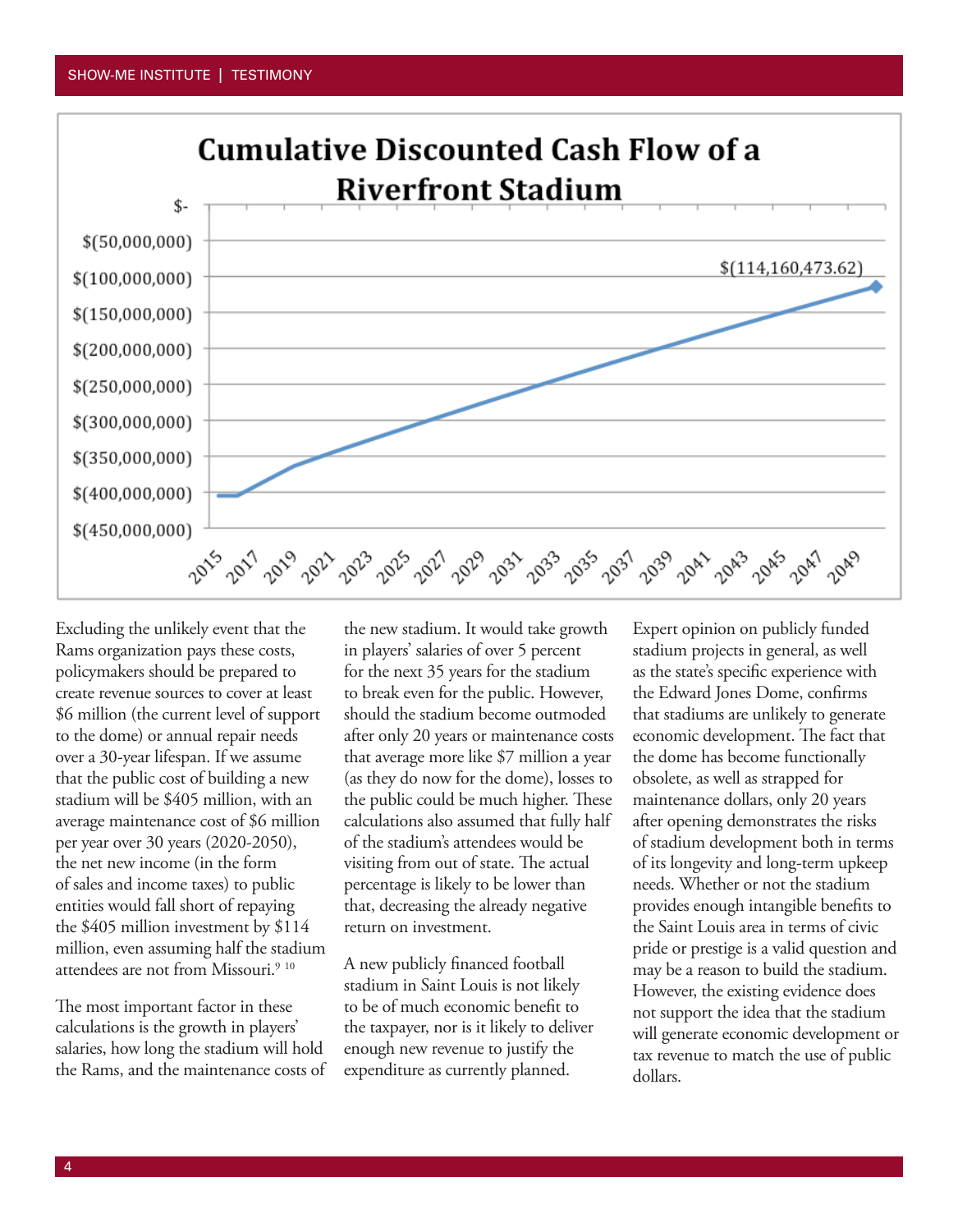**Cumulative Discounted Cash Flow of a Riverfront Stadium**

Excluding the unlikely event that the Rams organization pays these costs, policymakers should be prepared to create revenue sources to cover at least $6 million (the current level of support to the dome) or annual repair needs over a 30-year lifespan. If we assume that the public cost of building a new stadium will be $405 million, with an average maintenance cost of $6 million per year over 30 years (2020-2050), the net new income (in the form of sales and income taxes) to public entities would fall short of repaying the $405 million investment by $114 million, even assuming half the stadium attendees are not from Missouri.[9 10]

The most important factor in these calculations is the growth in players' salaries, how long the stadium will hold the Rams, and the maintenance costs of the new stadium. It would take growth in players' salaries of over 5 percent for the next 35 years for the stadium to break even for the public. However, should the stadium become outmoded after only 20 years or maintenance costs that average more like $7 million a year (as they do now for the dome), losses to the public could be much higher. These calculations also assumed that fully half of the stadium's attendees would be visiting from out of state. The actual percentage is likely to be lower than that, decreasing the already negative return on investment.

A new publicly financed football stadium in Saint Louis is not likely to be of much economic benefit to the taxpayer, nor is it likely to deliver enough new revenue to justify the expenditure as currently planned.

Expert opinion on publicly funded stadium projects in general, as well as the state's specific experience with the Edward Jones Dome, confirms that stadiums are unlikely to generate economic development. The fact that the dome has become functionally obsolete, as well as strapped for maintenance dollars, only 20 years after opening demonstrates the risks of stadium development both in terms of its longevity and long-term upkeep needs. Whether or not the stadium provides enough intangible benefits to the Saint Louis area in terms of civic pride or prestige is a valid question and may be a reason to build the stadium. However, the existing evidence does not support the idea that the stadium will generate economic development or tax revenue to match the use of public dollars.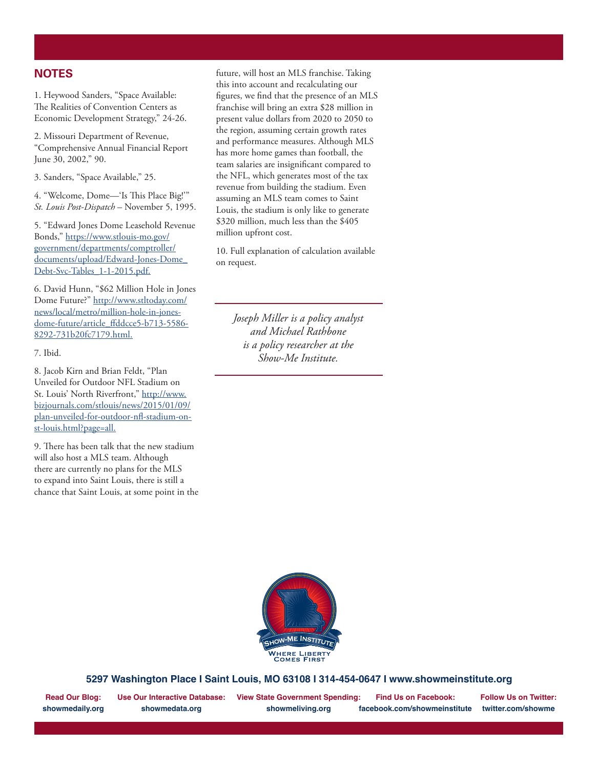## NOTES

1. Heywood Sanders, "Space Available: The Realities of Convention Centers as Economic Development Strategy," 24-26.

2. Missouri Department of Revenue, "Comprehensive Annual Financial Report June 30, 2002," 90.

3. Sanders, "Space Available," 25.

4. "Welcome, Dome—'Is This Place Big!'" *St. Louis Post-Dispatch* – November 5, 1995.

5. "Edward Jones Dome Leasehold Revenue Bonds," https://www.stlouis-mo.gov/government/departments/comptroller/documents/upload/Edward-Jones-Dome_Debt-Svc-Tables_1-1-2015.pdf.

6. David Hunn, "$62 Million Hole in Jones Dome Future?" http://www.stltoday.com/news/local/metro/million-hole-in-jones-dome-future/article_ffddcce5-b713-5586-8292-731b20fc7179.html.

7. Ibid.

8. Jacob Kirn and Brian Feldt, "Plan Unveiled for Outdoor NFL Stadium on St. Louis' North Riverfront," http://www.bizjournals.com/stlouis/news/2015/01/09/plan-unveiled-for-outdoor-nfl-stadium-on-st-louis.html?page=all.

9. There has been talk that the new stadium will also host a MLS team. Although there are currently no plans for the MLS to expand into Saint Louis, there is still a chance that Saint Louis, at some point in the future, will host an MLS franchise. Taking this into account and recalculating our figures, we find that the presence of an MLS franchise will bring an extra $28 million in present value dollars from 2020 to 2050 to the region, assuming certain growth rates and performance measures. Although MLS has more home games than football, the team salaries are insignificant compared to the NFL, which generates most of the tax revenue from building the stadium. Even assuming an MLS team comes to Saint Louis, the stadium is only like to generate $320 million, much less than the $405 million upfront cost.

10. Full explanation of calculation available on request.

*Joseph Miller is a policy analyst and Michael Rathbone is a policy researcher at the Show-Me Institute.*

SHOW-ME INSTITUTE
WHERE LIBERTY COMES FIRST

**5297 Washington Place I Saint Louis, MO 63108 I 314-454-0647 I www.showmeinstitute.org**

**Read Our Blog:** showmedaily.org
**Use Our Interactive Database:** showmedata.org
**View State Government Spending:** showmeliving.org
**Find Us on Facebook:** facebook.com/showmeinstitute
**Follow Us on Twitter:** twitter.com/showme